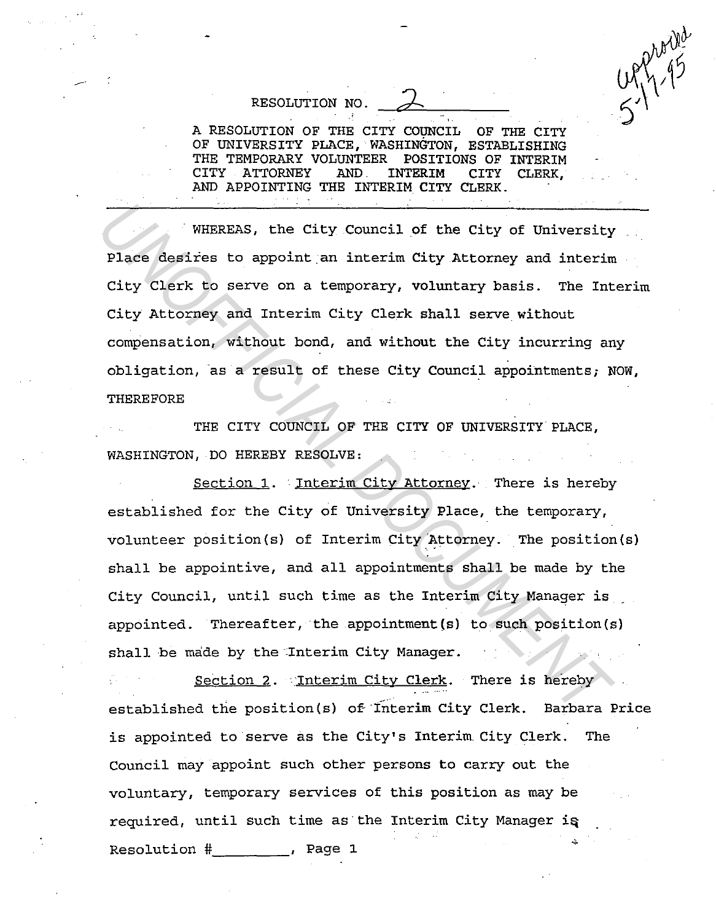approved 5-17-95

RESOLUTION NO. 2

A RESOLUTION OF THE CITY COUNCIL OF THE CITY OF UNIVERSITY PLACE, WASHINGTON, ESTABLISHING THE TEMPORARY VOLUNTEER POSITIONS OF INTERIM CITY ATTORNEY AND INTERIM CITY CLERK, AND APPOINTING THE INTERIM CITY CLERK.

---

WHEREAS, the City Council of the City of University Place desires to appoint an interim City Attorney and interim City Clerk to serve on a temporary, voluntary basis. The Interim City Attorney and Interim City Clerk shall serve without compensation, without bond, and without the City incurring any obligation, as a result of these City Council appointments; NOW, THEREFORE

THE CITY COUNCIL OF THE CITY OF UNIVERSITY PLACE, WASHINGTON, DO HEREBY RESOLVE:

Section 1. Interim City Attorney. There is hereby established for the City of University Place, the temporary, volunteer position(s) of Interim City Attorney. The position(s) shall be appointive, and all appointments shall be made by the City Council, until such time as the Interim City Manager is appointed. Thereafter, the appointment(s) to such position(s) shall be made by the Interim City Manager.

Section 2. Interim City Clerk. There is hereby established the position(s) of Interim City Clerk. Barbara Price is appointed to serve as the City's Interim City Clerk. The Council may appoint such other persons to carry out the voluntary, temporary services of this position as may be required, until such time as the Interim City Manager is

Resolution #________, Page 1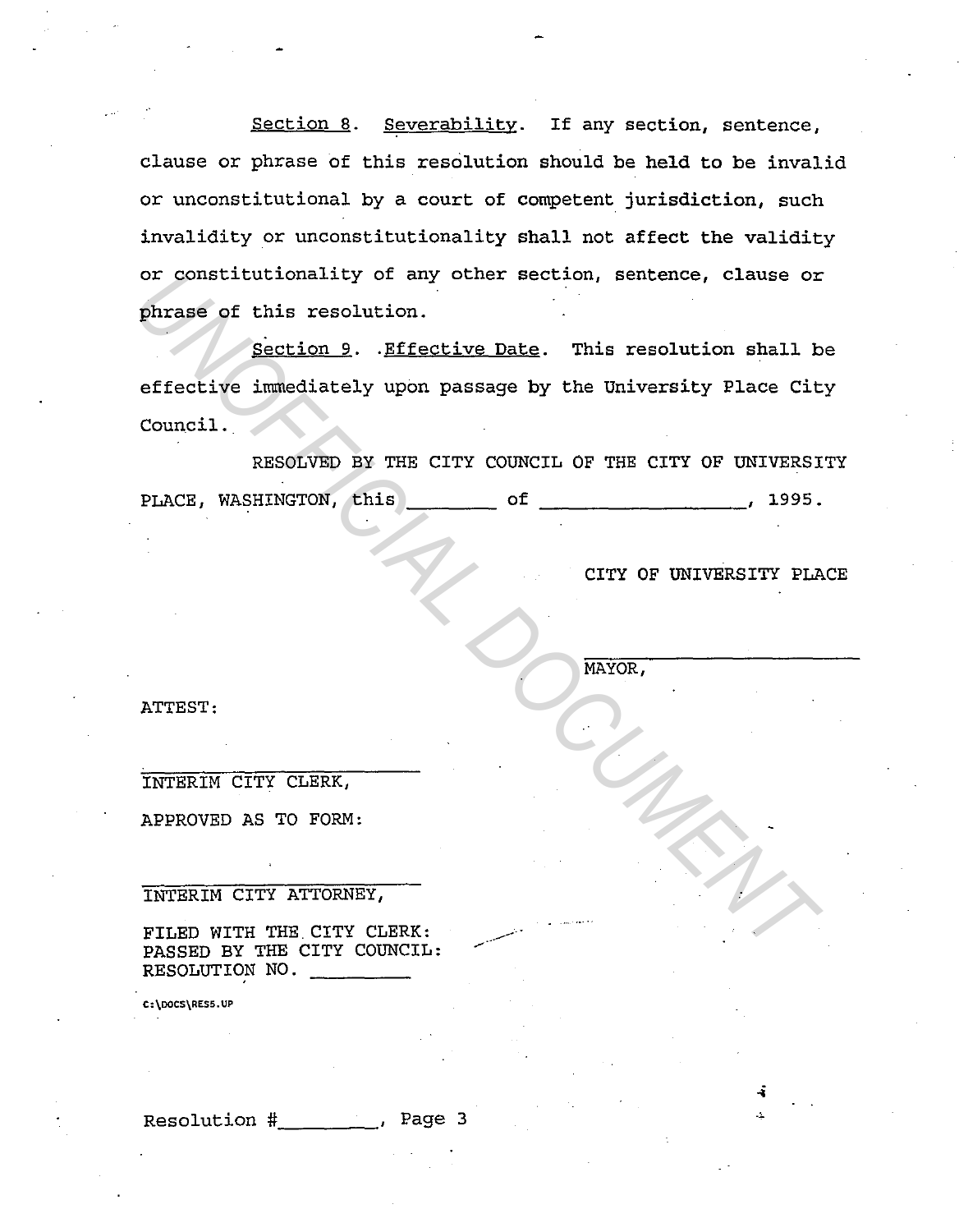Section 8. Severability. If any section, sentence, clause or phrase of this resolution should be held to be invalid or unconstitutional by a court of competent jurisdiction, such invalidity or unconstitutionality shall not affect the validity or constitutionality of any other section, sentence, clause or phrase of this resolution.

Section 9. Effective Date. This resolution shall be effective immediately upon passage by the University Place City Council.

RESOLVED BY THE CITY COUNCIL OF THE CITY OF UNIVERSITY PLACE, WASHINGTON, this ________ of __________________, 1995.

CITY OF UNIVERSITY PLACE

_________________________
MAYOR,

ATTEST:

_________________________
INTERIM CITY CLERK,

APPROVED AS TO FORM:

_________________________
INTERIM CITY ATTORNEY,

FILED WITH THE CITY CLERK:
PASSED BY THE CITY COUNCIL:
RESOLUTION NO. _________

C:\DOCS\RES5.UP

Resolution #________, Page 3